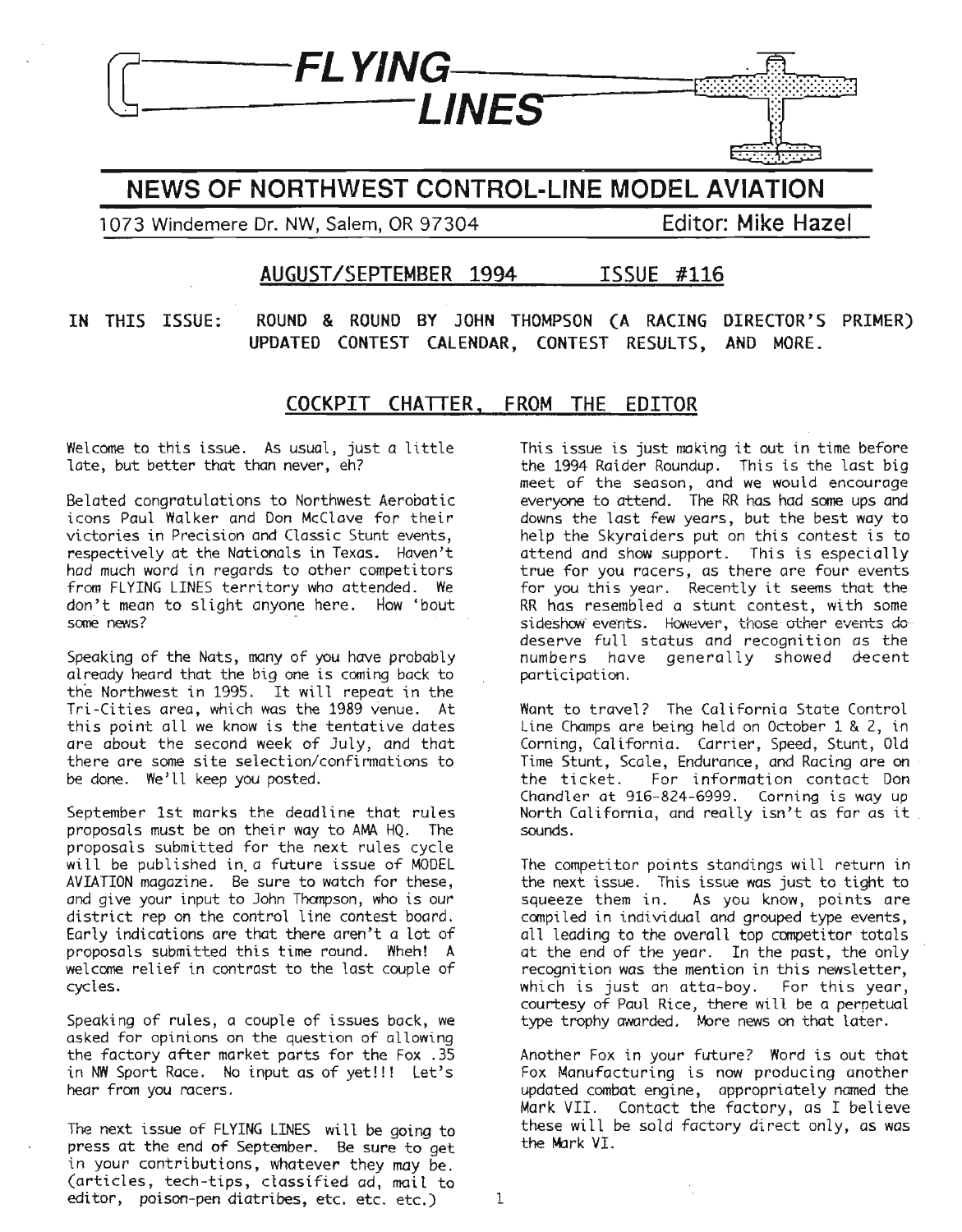# FLYING LINES

## NEWS OF NORTHWEST CONTROL-LINE MODEL AVIATION

1073 Windemere Dr. NW, Salem, OR 97304 — Editor: Mike Hazel

**AUGUST/SEPTEMBER 1994 — ISSUE #116**

IN THIS ISSUE: ROUND & ROUND BY JOHN THOMPSON (A RACING DIRECTOR'S PRIMER) UPDATED CONTEST CALENDAR, CONTEST RESULTS, AND MORE.

## COCKPIT CHATTER, FROM THE EDITOR

Welcome to this issue. As usual, just a little late, but better that than never, eh?

Belated congratulations to Northwest Aerobatic icons Paul Walker and Don McClave for their victories in Precision and Classic Stunt events, respectively at the Nationals in Texas. Haven't had much word in regards to other competitors from FLYING LINES territory who attended. We don't mean to slight anyone here. How 'bout some news?

Speaking of the Nats, many of you have probably already heard that the big one is coming back to the Northwest in 1995. It will repeat in the Tri-Cities area, which was the 1989 venue. At this point all we know is the tentative dates are about the second week of July, and that there are some site selection/confirmations to be done. We'll keep you posted.

September 1st marks the deadline that rules proposals must be on their way to AMA HQ. The proposals submitted for the next rules cycle will be published in a future issue of MODEL AVIATION magazine. Be sure to watch for these, and give your input to John Thompson, who is our district rep on the control line contest board. Early indications are that there aren't a lot of proposals submitted this time round. Wheh! A welcome relief in contrast to the last couple of cycles.

Speaking of rules, a couple of issues back, we asked for opinions on the question of allowing the factory after market parts for the Fox .35 in NW Sport Race. No input as of yet!!! Let's hear from you racers.

The next issue of FLYING LINES will be going to press at the end of September. Be sure to get in your contributions, whatever they may be. (articles, tech-tips, classified ad, mail to editor, poison-pen diatribes, etc. etc. etc.)

This issue is just making it out in time before the 1994 Raider Roundup. This is the last big meet of the season, and we would encourage everyone to attend. The RR has had some ups and downs the last few years, but the best way to help the Skyraiders put on this contest is to attend and show support. This is especially true for you racers, as there are four events for you this year. Recently it seems that the RR has resembled a stunt contest, with some sideshow events. However, those other events do deserve full status and recognition as the numbers have generally showed decent participation.

Want to travel? The California State Control Line Champs are being held on October 1 & 2, in Corning, California. Carrier, Speed, Stunt, Old Time Stunt, Scale, Endurance, and Racing are on the ticket. For information contact Don Chandler at 916-824-6999. Corning is way up North California, and really isn't as far as it sounds.

The competitor points standings will return in the next issue. This issue was just to tight to squeeze them in. As you know, points are compiled in individual and grouped type events, all leading to the overall top competitor totals at the end of the year. In the past, the only recognition was the mention in this newsletter, which is just an atta-boy. For this year, courtesy of Paul Rice, there will be a perpetual type trophy awarded. More news on that later.

Another Fox in your future? Word is out that Fox Manufacturing is now producing another updated combat engine, appropriately named the Mark VII. Contact the factory, as I believe these will be sold factory direct only, as was the Mark VI.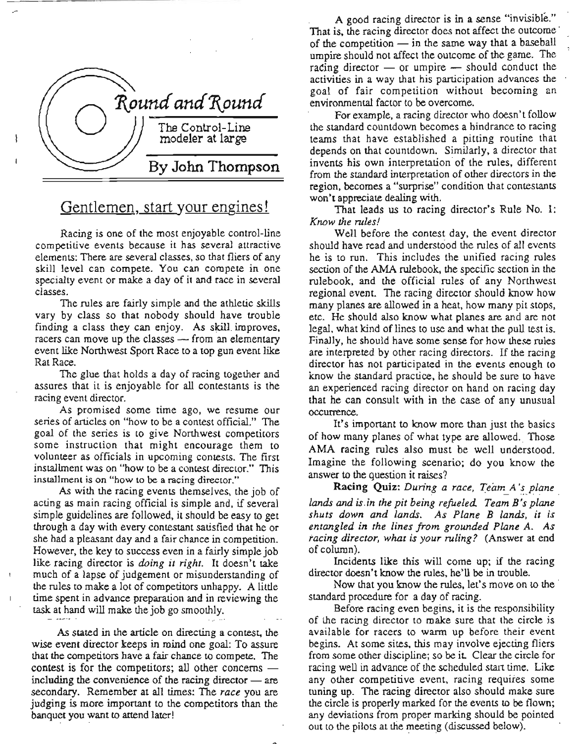# Round and Round

The Control-Line modeler at large

**By John Thompson**

## Gentlemen, start your engines!

Racing is one of the most enjoyable control-line competitive events because it has several attractive elements: There are several classes, so that fliers of any skill level can compete. You can compete in one specialty event or make a day of it and race in several classes.

The rules are fairly simple and the athletic skills vary by class so that nobody should have trouble finding a class they can enjoy. As skill improves, racers can move up the classes — from an elementary event like Northwest Sport Race to a top gun event like Rat Race.

The glue that holds a day of racing together and assures that it is enjoyable for all contestants is the racing event director.

As promised some time ago, we resume our series of articles on "how to be a contest official." The goal of the series is to give Northwest competitors some instruction that might encourage them to volunteer as officials in upcoming contests. The first installment was on "how to be a contest director." This installment is on "how to be a racing director."

As with the racing events themselves, the job of acting as main racing official is simple and, if several simple guidelines are followed, it should be easy to get through a day with every contestant satisfied that he or she had a pleasant day and a fair chance in competition. However, the key to success even in a fairly simple job like racing director is *doing it right*. It doesn't take much of a lapse of judgement or misunderstanding of the rules to make a lot of competitors unhappy. A little time spent in advance preparation and in reviewing the task at hand will make the job go smoothly.

As stated in the article on directing a contest, the wise event director keeps in mind one goal: To assure that the competitors have a fair chance to compete. The contest is for the competitors; all other concerns — including the convenience of the racing director — are secondary. Remember at all times: The *race* you are judging is more important to the competitors than the banquet you want to attend later!

A good racing director is in a sense "invisible." That is, the racing director does not affect the outcome of the competition — in the same way that a baseball umpire should not affect the outcome of the game. The racing director — or umpire — should conduct the activities in a way that his participation advances the goal of fair competition without becoming an environmental factor to be overcome.

For example, a racing director who doesn't follow the standard countdown becomes a hindrance to racing teams that have established a pitting routine that depends on that countdown. Similarly, a director that invents his own interpretation of the rules, different from the standard interpretation of other directors in the region, becomes a "surprise" condition that contestants won't appreciate dealing with.

That leads us to racing director's Rule No. 1: *Know the rules!*

Well before the contest day, the event director should have read and understood the rules of all events he is to run. This includes the unified racing rules section of the AMA rulebook, the specific section in the rulebook, and the official rules of any Northwest regional event. The racing director should know how many planes are allowed in a heat, how many pit stops, etc. He should also know what planes are and are not legal, what kind of lines to use and what the pull test is. Finally, he should have some sense for how these rules are interpreted by other racing directors. If the racing director has not participated in the events enough to know the standard practice, he should be sure to have an experienced racing director on hand on racing day that he can consult with in the case of any unusual occurrence.

It's important to know more than just the basics of how many planes of what type are allowed. Those AMA racing rules also must be well understood. Imagine the following scenario; do you know the answer to the question it raises?

**Racing Quiz:** *During a race, Team A's plane lands and is in the pit being refueled. Team B's plane shuts down and lands. As Plane B lands, it is entangled in the lines from grounded Plane A. As racing director, what is your ruling?* (Answer at end of column).

Incidents like this will come up; if the racing director doesn't know the rules, he'll be in trouble.

Now that you know the rules, let's move on to the standard procedure for a day of racing.

Before racing even begins, it is the responsibility of the racing director to make sure that the circle is available for racers to warm up before their event begins. At some sites, this may involve ejecting fliers from some other discipline; so be it. Clear the circle for racing well in advance of the scheduled start time. Like any other competitive event, racing requires some tuning up. The racing director also should make sure the circle is properly marked for the events to be flown; any deviations from proper marking should be pointed out to the pilots at the meeting (discussed below).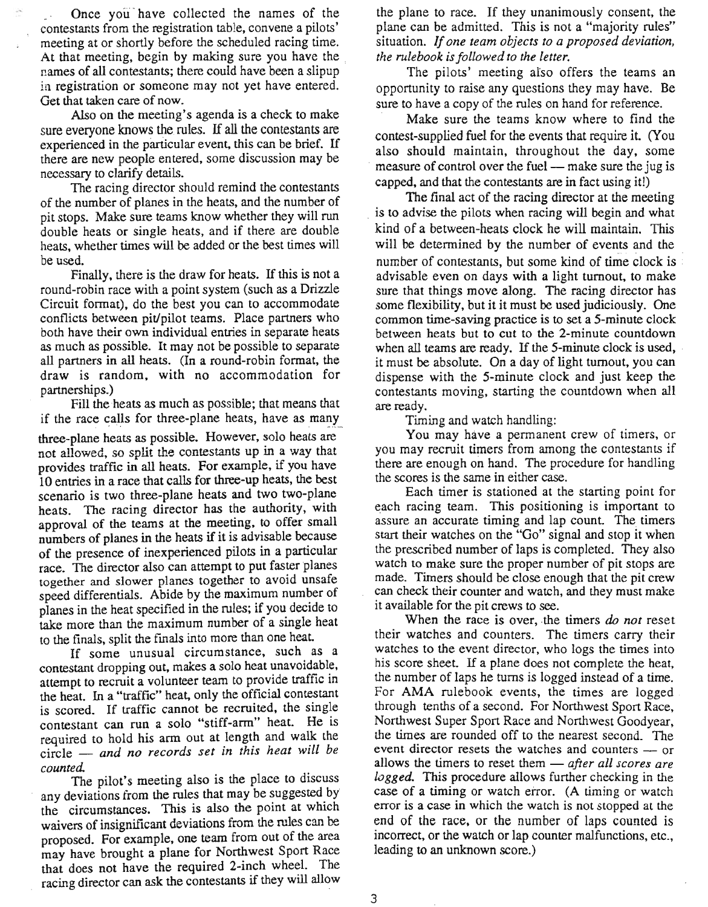Once you have collected the names of the contestants from the registration table, convene a pilots' meeting at or shortly before the scheduled racing time. At that meeting, begin by making sure you have the names of all contestants; there could have been a slipup in registration or someone may not yet have entered. Get that taken care of now.

Also on the meeting's agenda is a check to make sure everyone knows the rules. If all the contestants are experienced in the particular event, this can be brief. If there are new people entered, some discussion may be necessary to clarify details.

The racing director should remind the contestants of the number of planes in the heats, and the number of pit stops. Make sure teams know whether they will run double heats or single heats, and if there are double heats, whether times will be added or the best times will be used.

Finally, there is the draw for heats. If this is not a round-robin race with a point system (such as a Drizzle Circuit format), do the best you can to accommodate conflicts between pit/pilot teams. Place partners who both have their own individual entries in separate heats as much as possible. It may not be possible to separate all partners in all heats. (In a round-robin format, the draw is random, with no accommodation for partnerships.)

Fill the heats as much as possible; that means that if the race calls for three-plane heats, have as many three-plane heats as possible. However, solo heats are not allowed, so split the contestants up in a way that provides traffic in all heats. For example, if you have 10 entries in a race that calls for three-up heats, the best scenario is two three-plane heats and two two-plane heats. The racing director has the authority, with approval of the teams at the meeting, to offer small numbers of planes in the heats if it is advisable because of the presence of inexperienced pilots in a particular race. The director also can attempt to put faster planes together and slower planes together to avoid unsafe speed differentials. Abide by the maximum number of planes in the heat specified in the rules; if you decide to take more than the maximum number of a single heat to the finals, split the finals into more than one heat.

If some unusual circumstance, such as a contestant dropping out, makes a solo heat unavoidable, attempt to recruit a volunteer team to provide traffic in the heat. In a "traffic" heat, only the official contestant is scored. If traffic cannot be recruited, the single contestant can run a solo "stiff-arm" heat. He is required to hold his arm out at length and walk the circle — *and no records set in this heat will be counted.*

The pilot's meeting also is the place to discuss any deviations from the rules that may be suggested by the circumstances. This is also the point at which waivers of insignificant deviations from the rules can be proposed. For example, one team from out of the area may have brought a plane for Northwest Sport Race that does not have the required 2-inch wheel. The racing director can ask the contestants if they will allow the plane to race. If they unanimously consent, the plane can be admitted. This is not a "majority rules" situation. *If one team objects to a proposed deviation, the rulebook is followed to the letter.*

The pilots' meeting also offers the teams an opportunity to raise any questions they may have. Be sure to have a copy of the rules on hand for reference.

Make sure the teams know where to find the contest-supplied fuel for the events that require it. (You also should maintain, throughout the day, some measure of control over the fuel — make sure the jug is capped, and that the contestants are in fact using it!)

The final act of the racing director at the meeting is to advise the pilots when racing will begin and what kind of a between-heats clock he will maintain. This will be determined by the number of events and the number of contestants, but some kind of time clock is advisable even on days with a light turnout, to make sure that things move along. The racing director has some flexibility, but it it must be used judiciously. One common time-saving practice is to set a 5-minute clock between heats but to cut to the 2-minute countdown when all teams are ready. If the 5-minute clock is used, it must be absolute. On a day of light turnout, you can dispense with the 5-minute clock and just keep the contestants moving, starting the countdown when all are ready.

Timing and watch handling:

You may have a permanent crew of timers, or you may recruit timers from among the contestants if there are enough on hand. The procedure for handling the scores is the same in either case.

Each timer is stationed at the starting point for each racing team. This positioning is important to assure an accurate timing and lap count. The timers start their watches on the "Go" signal and stop it when the prescribed number of laps is completed. They also watch to make sure the proper number of pit stops are made. Timers should be close enough that the pit crew can check their counter and watch, and they must make it available for the pit crews to see.

When the race is over, the timers *do not* reset their watches and counters. The timers carry their watches to the event director, who logs the times into his score sheet. If a plane does not complete the heat, the number of laps he turns is logged instead of a time. For AMA rulebook events, the times are logged through tenths of a second. For Northwest Sport Race, Northwest Super Sport Race and Northwest Goodyear, the times are rounded off to the nearest second. The event director resets the watches and counters — or allows the timers to reset them — *after all scores are logged.* This procedure allows further checking in the case of a timing or watch error. (A timing or watch error is a case in which the watch is not stopped at the end of the race, or the number of laps counted is incorrect, or the watch or lap counter malfunctions, etc., leading to an unknown score.)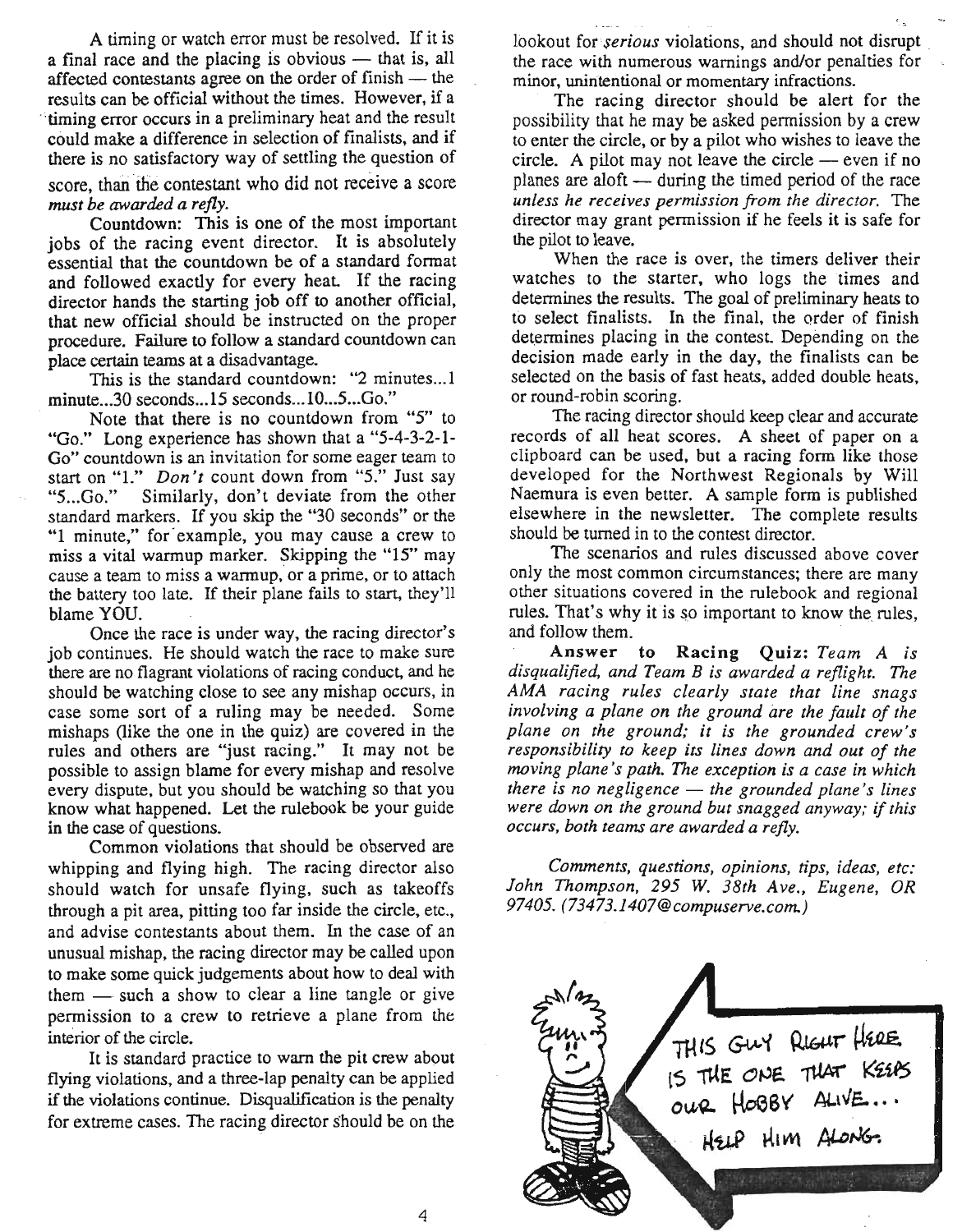A timing or watch error must be resolved. If it is a final race and the placing is obvious — that is, all affected contestants agree on the order of finish — the results can be official without the times. However, if a timing error occurs in a preliminary heat and the result could make a difference in selection of finalists, and if there is no satisfactory way of settling the question of score, than the contestant who did not receive a score *must be awarded a refly.*

Countdown: This is one of the most important jobs of the racing event director. It is absolutely essential that the countdown be of a standard format and followed exactly for every heat. If the racing director hands the starting job off to another official, that new official should be instructed on the proper procedure. Failure to follow a standard countdown can place certain teams at a disadvantage.

This is the standard countdown: "2 minutes...1 minute...30 seconds...15 seconds...10...5...Go."

Note that there is no countdown from "5" to "Go." Long experience has shown that a "5-4-3-2-1-Go" countdown is an invitation for some eager team to start on "1." *Don't* count down from "5." Just say "5...Go." Similarly, don't deviate from the other standard markers. If you skip the "30 seconds" or the "1 minute," for example, you may cause a crew to miss a vital warmup marker. Skipping the "15" may cause a team to miss a warmup, or a prime, or to attach the battery too late. If their plane fails to start, they'll blame YOU.

Once the race is under way, the racing director's job continues. He should watch the race to make sure there are no flagrant violations of racing conduct, and he should be watching close to see any mishap occurs, in case some sort of a ruling may be needed. Some mishaps (like the one in the quiz) are covered in the rules and others are "just racing." It may not be possible to assign blame for every mishap and resolve every dispute, but you should be watching so that you know what happened. Let the rulebook be your guide in the case of questions.

Common violations that should be observed are whipping and flying high. The racing director also should watch for unsafe flying, such as takeoffs through a pit area, pitting too far inside the circle, etc., and advise contestants about them. In the case of an unusual mishap, the racing director may be called upon to make some quick judgements about how to deal with them — such a show to clear a line tangle or give permission to a crew to retrieve a plane from the interior of the circle.

It is standard practice to warn the pit crew about flying violations, and a three-lap penalty can be applied if the violations continue. Disqualification is the penalty for extreme cases. The racing director should be on the lookout for *serious* violations, and should not disrupt the race with numerous warnings and/or penalties for minor, unintentional or momentary infractions.

The racing director should be alert for the possibility that he may be asked permission by a crew to enter the circle, or by a pilot who wishes to leave the circle. A pilot may not leave the circle — even if no planes are aloft — during the timed period of the race *unless he receives permission from the director.* The director may grant permission if he feels it is safe for the pilot to leave.

When the race is over, the timers deliver their watches to the starter, who logs the times and determines the results. The goal of preliminary heats to to select finalists. In the final, the order of finish determines placing in the contest. Depending on the decision made early in the day, the finalists can be selected on the basis of fast heats, added double heats, or round-robin scoring.

The racing director should keep clear and accurate records of all heat scores. A sheet of paper on a clipboard can be used, but a racing form like those developed for the Northwest Regionals by Will Naemura is even better. A sample form is published elsewhere in the newsletter. The complete results should be turned in to the contest director.

The scenarios and rules discussed above cover only the most common circumstances; there are many other situations covered in the rulebook and regional rules. That's why it is so important to know the rules, and follow them.

**Answer to Racing Quiz:** *Team A is disqualified, and Team B is awarded a reflight. The AMA racing rules clearly state that line snags involving a plane on the ground are the fault of the plane on the ground; it is the grounded crew's responsibility to keep its lines down and out of the moving plane's path. The exception is a case in which there is no negligence — the grounded plane's lines were down on the ground but snagged anyway; if this occurs, both teams are awarded a refly.*

*Comments, questions, opinions, tips, ideas, etc: John Thompson, 295 W. 38th Ave., Eugene, OR 97405. (73473.1407@compuserve.com.)*

THIS GUY RIGHT HERE IS THE ONE THAT KEEPS OUR HOBBY ALIVE... HELP HIM ALONG.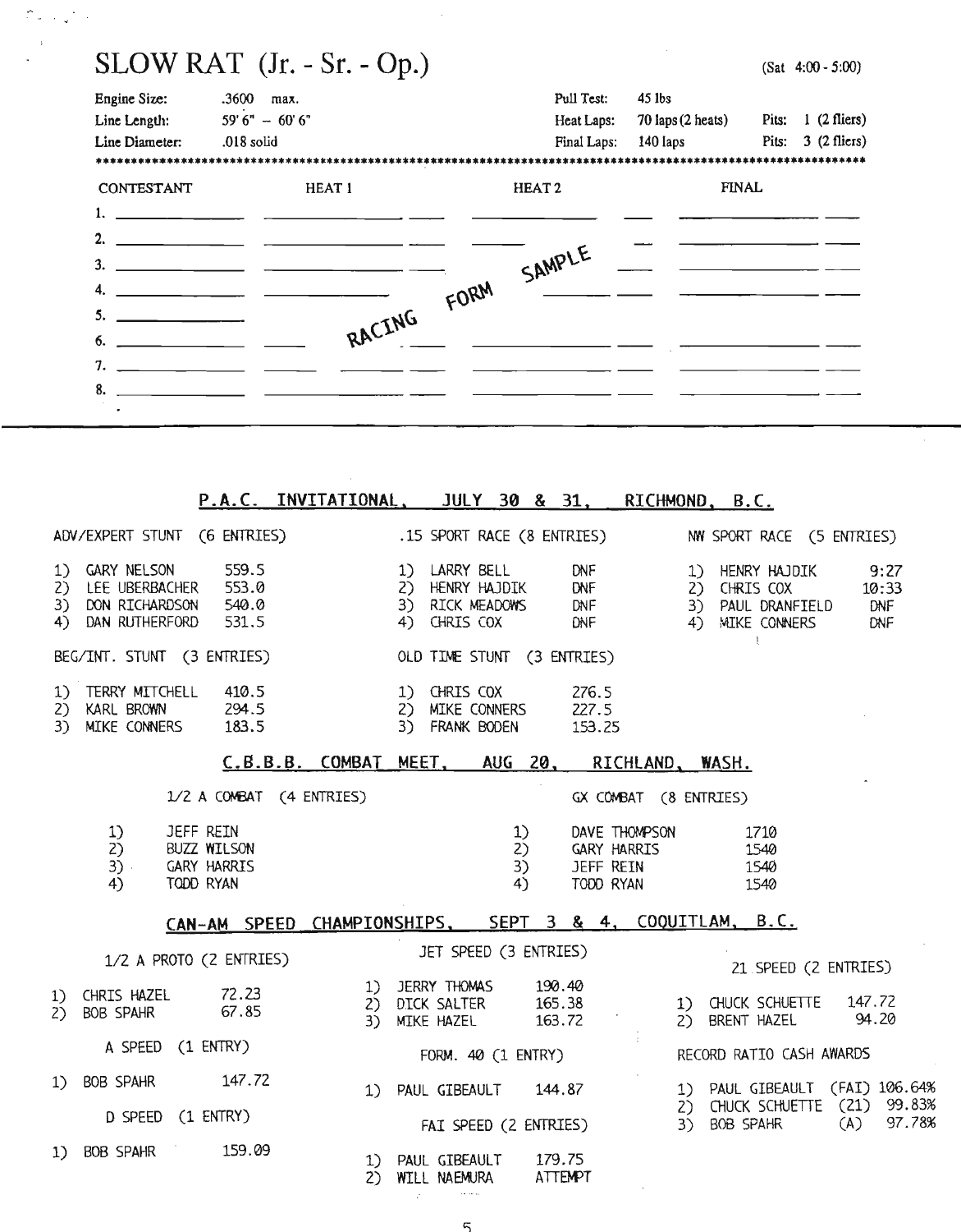## SLOW RAT (Jr. - Sr. - Op.)

(Sat 4:00 - 5:00)

| | | | | | |
|---|---|---|---|---|---|
| Engine Size: | .3600 max. | Pull Test: | 45 lbs | | |
| Line Length: | 59' 6" – 60' 6" | Heat Laps: | 70 laps (2 heats) | Pits: | 1 (2 fliers) |
| Line Diameter: | .018 solid | Final Laps: | 140 laps | Pits: | 3 (2 fliers) |

| CONTESTANT | HEAT 1 | HEAT 2 | FINAL |
|---|---|---|---|
| 1. | | | |
| 2. | | | |
| 3. | | | |
| 4. | | | |
| 5. | | | |
| 6. | | | |
| 7. | | | |
| 8. | | | |

RACING FORM SAMPLE

## P.A.C. INVITATIONAL, JULY 30 & 31, RICHMOND, B.C.

**ADV/EXPERT STUNT (6 ENTRIES)**

1) GARY NELSON 559.5
2) LEE UBERBACHER 553.0
3) DON RICHARDSON 540.0
4) DAN RUTHERFORD 531.5

**BEG/INT. STUNT (3 ENTRIES)**

1) TERRY MITCHELL 410.5
2) KARL BROWN 294.5
3) MIKE CONNERS 183.5

**.15 SPORT RACE (8 ENTRIES)**

1) LARRY BELL DNF
2) HENRY HAJDIK DNF
3) RICK MEADOWS DNF
4) CHRIS COX DNF

**OLD TIME STUNT (3 ENTRIES)**

1) CHRIS COX 276.5
2) MIKE CONNERS 227.5
3) FRANK BODEN 153.25

**NW SPORT RACE (5 ENTRIES)**

1) HENRY HAJDIK 9:27
2) CHRIS COX 10:33
3) PAUL DRANFIELD DNF
4) MIKE CONNERS DNF

## C.B.B.B. COMBAT MEET, AUG 20, RICHLAND, WASH.

**1/2 A COMBAT (4 ENTRIES)**

1) JEFF REIN
2) BUZZ WILSON
3) GARY HARRIS
4) TODD RYAN

**GX COMBAT (8 ENTRIES)**

1) DAVE THOMPSON 1710
2) GARY HARRIS 1540
3) JEFF REIN 1540
4) TODD RYAN 1540

## CAN-AM SPEED CHAMPIONSHIPS, SEPT 3 & 4, COQUITLAM, B.C.

**1/2 A PROTO (2 ENTRIES)**

1) CHRIS HAZEL 72.23
2) BOB SPAHR 67.85

**A SPEED (1 ENTRY)**

1) BOB SPAHR 147.72

**D SPEED (1 ENTRY)**

1) BOB SPAHR 159.09

**JET SPEED (3 ENTRIES)**

1) JERRY THOMAS 190.40
2) DICK SALTER 165.38
3) MIKE HAZEL 163.72

**FORM. 40 (1 ENTRY)**

1) PAUL GIBEAULT 144.87

**FAI SPEED (2 ENTRIES)**

1) PAUL GIBEAULT 179.75
2) WILL NAEMURA ATTEMPT

**21 SPEED (2 ENTRIES)**

1) CHUCK SCHUETTE 147.72
2) BRENT HAZEL 94.20

**RECORD RATIO CASH AWARDS**

1) PAUL GIBEAULT (FAI) 106.64%
2) CHUCK SCHUETTE (21) 99.83%
3) BOB SPAHR (A) 97.78%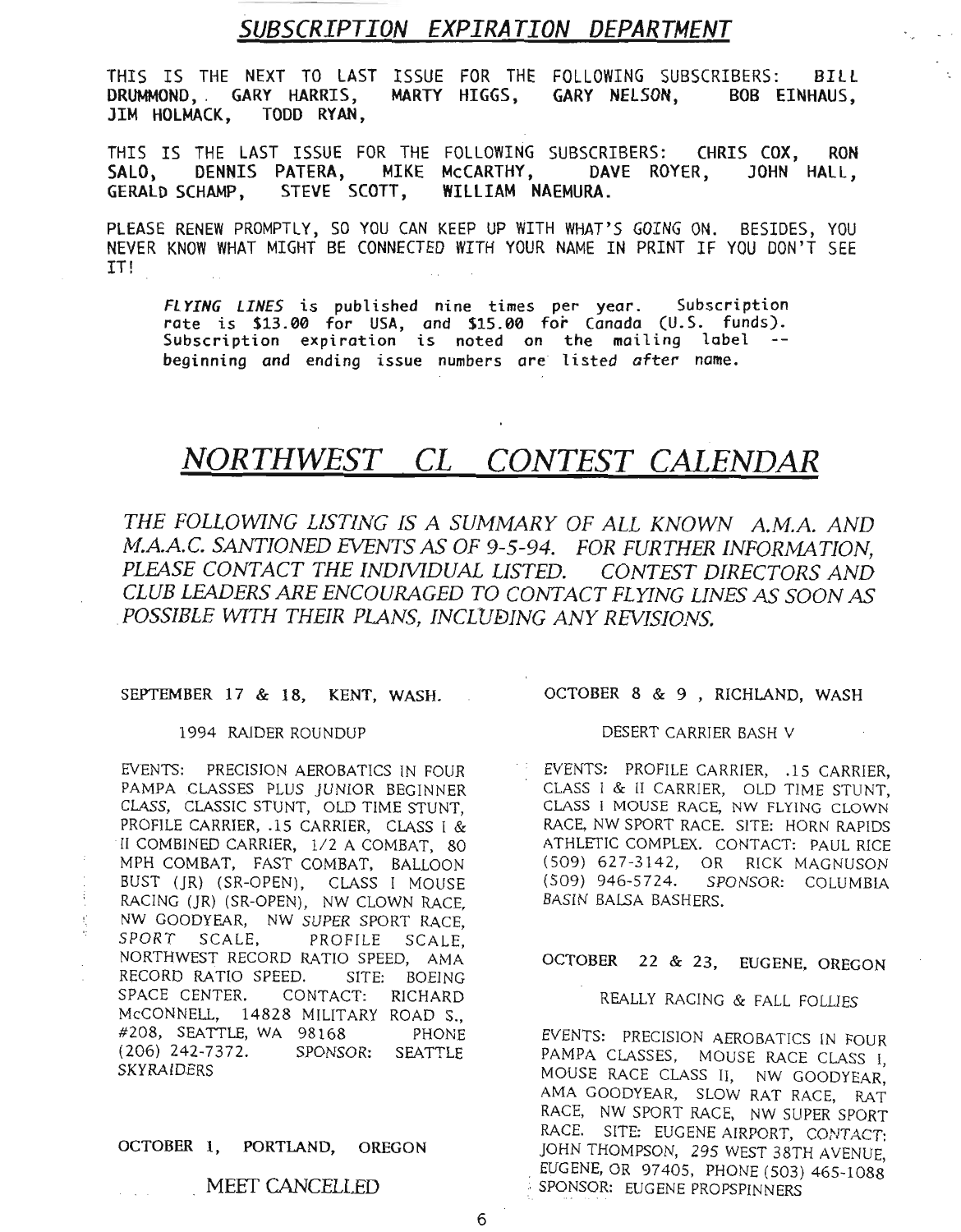## *SUBSCRIPTION EXPIRATION DEPARTMENT*

THIS IS THE NEXT TO LAST ISSUE FOR THE FOLLOWING SUBSCRIBERS: **BILL DRUMMOND**, **GARY HARRIS**, **MARTY HIGGS**, **GARY NELSON**, **BOB EINHAUS**, **JIM HOLMACK**, **TODD RYAN**,

THIS IS THE LAST ISSUE FOR THE FOLLOWING SUBSCRIBERS: **CHRIS COX**, **RON SALO**, **DENNIS PATERA**, **MIKE McCARTHY**, **DAVE ROYER**, **JOHN HALL**, **GERALD SCHAMP**, **STEVE SCOTT**, **WILLIAM NAEMURA**.

PLEASE RENEW PROMPTLY, SO YOU CAN KEEP UP WITH WHAT'S *GOING* ON. BESIDES, YOU NEVER KNOW WHAT MIGHT BE CONNECTED WITH YOUR NAME IN PRINT IF YOU DON'T SEE IT!

> *FLYING LINES* is published nine times per year. Subscription rate is $13.00 for USA, and $15.00 for Canada (U.S. funds). Subscription expiration is noted on the mailing label -- beginning and ending issue numbers are listed after name.

# *NORTHWEST CL CONTEST CALENDAR*

*THE FOLLOWING LISTING IS A SUMMARY OF ALL KNOWN A.M.A. AND M.A.A.C. SANTIONED EVENTS AS OF 9-5-94. FOR FURTHER INFORMATION, PLEASE CONTACT THE INDIVIDUAL LISTED. CONTEST DIRECTORS AND CLUB LEADERS ARE ENCOURAGED TO CONTACT FLYING LINES AS SOON AS POSSIBLE WITH THEIR PLANS, INCLUDING ANY REVISIONS.*

### SEPTEMBER 17 & 18, KENT, WASH.

1994 RAIDER ROUNDUP

EVENTS: PRECISION AEROBATICS IN FOUR PAMPA CLASSES PLUS *JUNIOR* BEGINNER CLASS, CLASSIC STUNT, OLD TIME STUNT, PROFILE CARRIER, .15 CARRIER, CLASS I & II COMBINED CARRIER, 1/2 A COMBAT, 80 MPH COMBAT, FAST COMBAT, BALLOON BUST (JR) (SR-OPEN), CLASS I MOUSE RACING (JR) (SR-OPEN), NW CLOWN RACE, NW GOODYEAR, NW *SUPER* SPORT RACE, *SPORT* SCALE, PROFILE SCALE, NORTHWEST RECORD RATIO SPEED, AMA RECORD RATIO SPEED. SITE: BOEING SPACE CENTER. CONTACT: RICHARD McCONNELL, 14828 MILITARY ROAD S., #208, SEATTLE, WA 98168 PHONE (206) 242-7372. *SPONSOR*: SEATTLE SKYRAIDERS

### OCTOBER 1, PORTLAND, OREGON

MEET CANCELLED

### OCTOBER 8 & 9 , RICHLAND, WASH

DESERT CARRIER BASH V

EVENTS: PROFILE CARRIER, .15 CARRIER, CLASS I & II CARRIER, OLD TIME STUNT, CLASS I MOUSE RACE, NW FLYING CLOWN RACE, NW SPORT RACE. SITE: HORN RAPIDS ATHLETIC COMPLEX. CONTACT: PAUL RICE (509) 627-3142, OR RICK MAGNUSON (509) 946-5724. *SPONSOR*: COLUMBIA *BASIN* BALSA BASHERS.

### OCTOBER 22 & 23, EUGENE, OREGON

REALLY RACING & FALL FOLLIES

EVENTS: PRECISION AEROBATICS IN FOUR PAMPA CLASSES, MOUSE RACE CLASS I, MOUSE RACE CLASS II, NW GOODYEAR, AMA GOODYEAR, SLOW RAT RACE, RAT RACE, NW SPORT RACE, NW SUPER SPORT RACE. SITE: EUGENE AIRPORT, *CONTACT*: JOHN THOMPSON, 295 WEST 38TH AVENUE, EUGENE, OR 97405, PHONE (503) 465-1088 SPONSOR: EUGENE PROPSPINNERS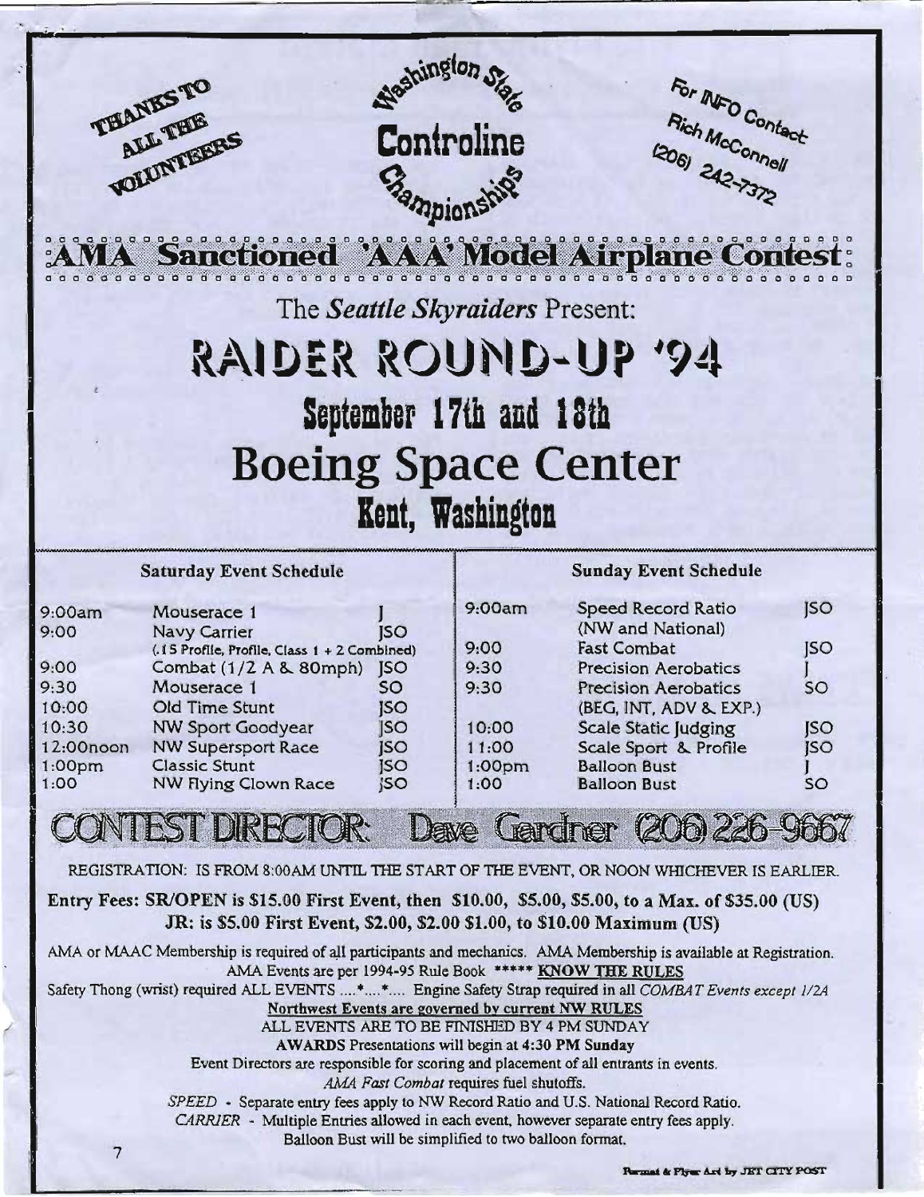THANKS TO ALL THE VOLUNTEERS

Washington State Controline Championships

For INFO Contact Rich McConnell (206) 242-7372

## AMA Sanctioned 'AAA' Model Airplane Contest

The *Seattle Skyraiders* Present:

# RAIDER ROUND-UP '94

## September 17th and 18th

# Boeing Space Center

## Kent, Washington

**Saturday Event Schedule**

| Time | Event | Class |
|---|---|---|
| 9:00am | Mouserace 1 | J |
| 9:00 | Navy Carrier (.15 Profile, Profile, Class 1 + 2 Combined) | JSO |
| 9:00 | Combat (1/2 A & 80mph) | JSO |
| 9:30 | Mouserace 1 | SO |
| 10:00 | Old Time Stunt | JSO |
| 10:30 | NW Sport Goodyear | JSO |
| 12:00noon | NW Supersport Race | JSO |
| 1:00pm | Classic Stunt | JSO |
| 1:00 | NW Flying Clown Race | JSO |

**Sunday Event Schedule**

| Time | Event | Class |
|---|---|---|
| 9:00am | Speed Record Ratio (NW and National) | JSO |
| 9:00 | Fast Combat | JSO |
| 9:30 | Precision Aerobatics | J |
| 9:30 | Precision Aerobatics (BEG, INT, ADV & EXP.) | SO |
| 10:00 | Scale Static Judging | JSO |
| 11:00 | Scale Sport & Profile | JSO |
| 1:00pm | Balloon Bust | J |
| 1:00 | Balloon Bust | SO |

## CONTEST DIRECTOR: Dave Gardner (206) 226-9667

REGISTRATION: IS FROM 8:00AM UNTIL THE START OF THE EVENT, OR NOON WHICHEVER IS EARLIER.

**Entry Fees: SR/OPEN is $15.00 First Event, then $10.00, $5.00, $5.00, to a Max. of $35.00 (US)**
**JR: is $5.00 First Event, $2.00, $2.00 $1.00, to $10.00 Maximum (US)**

AMA or MAAC Membership is required of all participants and mechanics. AMA Membership is available at Registration.
AMA Events are per 1994-95 Rule Book ***** **KNOW THE RULES**

Safety Thong (wrist) required ALL EVENTS ....*....*.... Engine Safety Strap required in all *COMBAT Events except 1/2A*

**Northwest Events are governed by current NW RULES**

ALL EVENTS ARE TO BE FINISHED BY 4 PM SUNDAY

**AWARDS** Presentations will begin at **4:30 PM Sunday**

Event Directors are responsible for scoring and placement of all entrants in events.

*AMA Fast Combat* requires fuel shutoffs.

*SPEED* - Separate entry fees apply to NW Record Ratio and U.S. National Record Ratio.

*CARRIER* - Multiple Entries allowed in each event, however separate entry fees apply.

Balloon Bust will be simplified to two balloon format.

Format & Flyer Art by JET CITY POST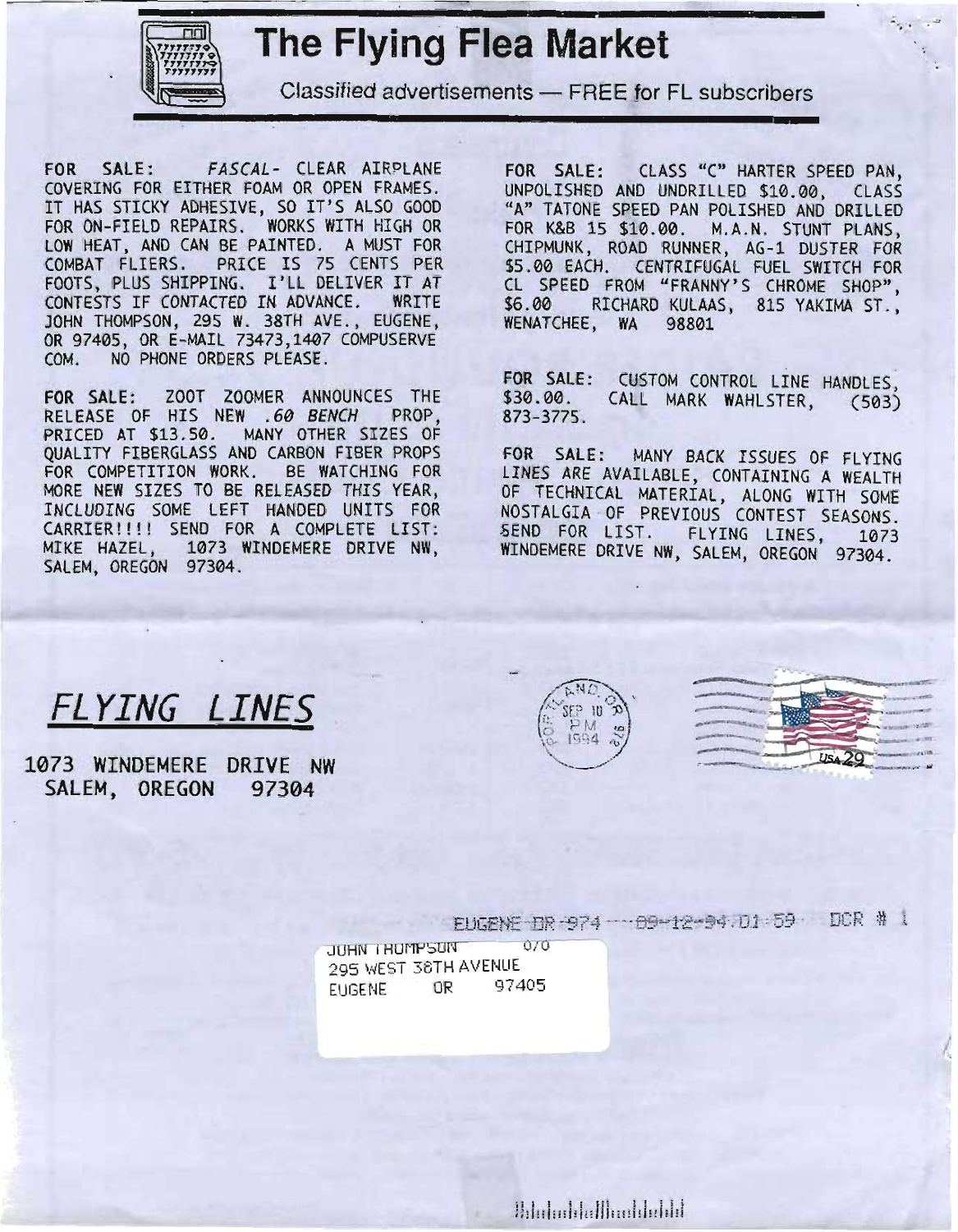# The Flying Flea Market

Classified advertisements — FREE for FL subscribers

FOR SALE: *FASCAL*- CLEAR AIRPLANE COVERING FOR EITHER FOAM OR OPEN FRAMES. IT HAS STICKY ADHESIVE, SO IT'S ALSO GOOD FOR ON-FIELD REPAIRS. WORKS WITH HIGH OR LOW HEAT, AND CAN BE PAINTED. A MUST FOR COMBAT FLIERS. PRICE IS 75 CENTS PER FOOTS, PLUS SHIPPING. I'LL DELIVER IT AT CONTESTS IF CONTACTED IN ADVANCE. WRITE JOHN THOMPSON, 295 W. 38TH AVE., EUGENE, OR 97405, OR E-MAIL 73473,1407 COMPUSERVE COM. NO PHONE ORDERS PLEASE.

FOR SALE: ZOOT ZOOMER ANNOUNCES THE RELEASE OF HIS NEW *.60 BENCH* PROP, PRICED AT $13.50. MANY OTHER SIZES OF QUALITY FIBERGLASS AND CARBON FIBER PROPS FOR COMPETITION WORK. BE WATCHING FOR MORE NEW SIZES TO BE RELEASED THIS YEAR, *INCLUDING* SOME LEFT HANDED UNITS FOR CARRIER!!!! SEND FOR A COMPLETE LIST: MIKE HAZEL, 1073 WINDEMERE DRIVE NW, SALEM, OREGON 97304.

FOR SALE: CLASS "C" HARTER SPEED PAN, UNPOLISHED AND UNDRILLED $10.00, CLASS "A" TATONE SPEED PAN POLISHED AND DRILLED FOR K&B 15 $10.00. M.A.N. STUNT PLANS, CHIPMUNK, ROAD RUNNER, AG-1 DUSTER FOR $5.00 EACH. CENTRIFUGAL FUEL SWITCH FOR CL SPEED FROM "FRANNY'S CHROME SHOP", $6.00 RICHARD KULAAS, 815 YAKIMA ST., WENATCHEE, WA 98801

FOR SALE: CUSTOM CONTROL LINE HANDLES, $30.00. CALL MARK WAHLSTER, (503) 873-3775.

FOR SALE: MANY BACK ISSUES OF FLYING LINES ARE AVAILABLE, CONTAINING A WEALTH OF TECHNICAL MATERIAL, ALONG WITH SOME NOSTALGIA OF PREVIOUS CONTEST SEASONS. SEND FOR LIST. FLYING LINES, 1073 WINDEMERE DRIVE NW, SALEM, OREGON 97304.

*FLYING LINES*

1073 WINDEMERE DRIVE NW
SALEM, OREGON 97304

PORTLAND, OR
SEP 10
PM
1994
972

USA 29

EUGENE OR 974 09-12-94 01:59 DCR # 1

JOHN THOMPSON 0/0
295 WEST 38TH AVENUE
EUGENE OR 97405